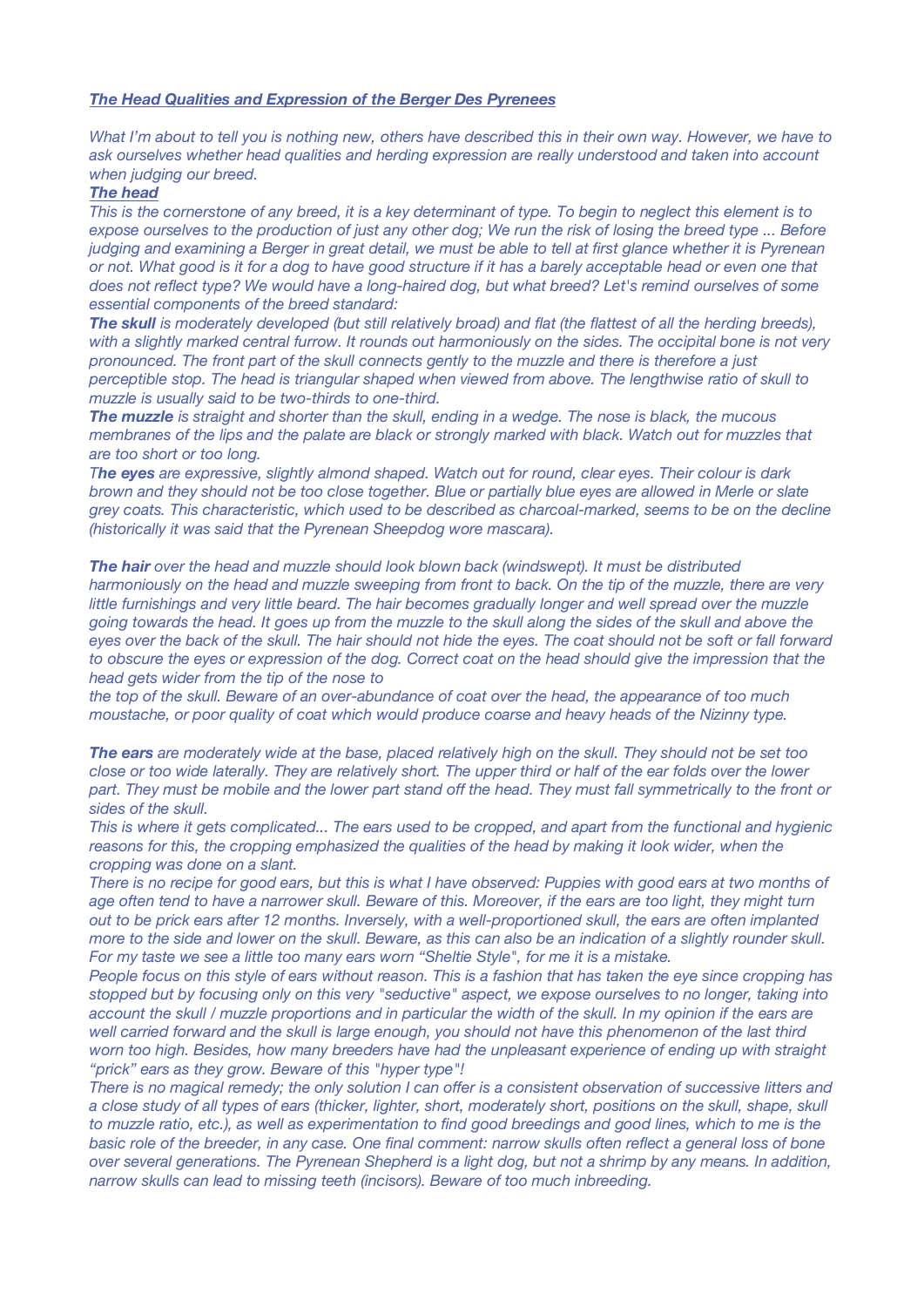***The Head Qualities and Expression of the Berger Des Pyrenees***

*What I'm about to tell you is nothing new, others have described this in their own way. However, we have to ask ourselves whether head qualities and herding expression are really understood and taken into account when judging our breed.*

***The head***

*This is the cornerstone of any breed, it is a key determinant of type. To begin to neglect this element is to expose ourselves to the production of just any other dog; We run the risk of losing the breed type ... Before judging and examining a Berger in great detail, we must be able to tell at first glance whether it is Pyrenean or not. What good is it for a dog to have good structure if it has a barely acceptable head or even one that does not reflect type? We would have a long-haired dog, but what breed? Let's remind ourselves of some essential components of the breed standard:*

***The skull** is moderately developed (but still relatively broad) and flat (the flattest of all the herding breeds), with a slightly marked central furrow. It rounds out harmoniously on the sides. The occipital bone is not very pronounced. The front part of the skull connects gently to the muzzle and there is therefore a just perceptible stop. The head is triangular shaped when viewed from above. The lengthwise ratio of skull to muzzle is usually said to be two-thirds to one-third.*

***The muzzle** is straight and shorter than the skull, ending in a wedge. The nose is black, the mucous membranes of the lips and the palate are black or strongly marked with black. Watch out for muzzles that are too short or too long.*

*T**he eyes** are expressive, slightly almond shaped. Watch out for round, clear eyes. Their colour is dark brown and they should not be too close together. Blue or partially blue eyes are allowed in Merle or slate grey coats. This characteristic, which used to be described as charcoal-marked, seems to be on the decline (historically it was said that the Pyrenean Sheepdog wore mascara).*

***The hair** over the head and muzzle should look blown back (windswept). It must be distributed harmoniously on the head and muzzle sweeping from front to back. On the tip of the muzzle, there are very little furnishings and very little beard. The hair becomes gradually longer and well spread over the muzzle going towards the head. It goes up from the muzzle to the skull along the sides of the skull and above the eyes over the back of the skull. The hair should not hide the eyes. The coat should not be soft or fall forward to obscure the eyes or expression of the dog. Correct coat on the head should give the impression that the head gets wider from the tip of the nose to the top of the skull. Beware of an over-abundance of coat over the head, the appearance of too much moustache, or poor quality of coat which would produce coarse and heavy heads of the Nizinny type.*

***The ears** are moderately wide at the base, placed relatively high on the skull. They should not be set too close or too wide laterally. They are relatively short. The upper third or half of the ear folds over the lower part. They must be mobile and the lower part stand off the head. They must fall symmetrically to the front or sides of the skull.*

*This is where it gets complicated... The ears used to be cropped, and apart from the functional and hygienic reasons for this, the cropping emphasized the qualities of the head by making it look wider, when the cropping was done on a slant.*

*There is no recipe for good ears, but this is what I have observed: Puppies with good ears at two months of age often tend to have a narrower skull. Beware of this. Moreover, if the ears are too light, they might turn out to be prick ears after 12 months. Inversely, with a well-proportioned skull, the ears are often implanted more to the side and lower on the skull. Beware, as this can also be an indication of a slightly rounder skull. For my taste we see a little too many ears worn "Sheltie Style", for me it is a mistake.*

*People focus on this style of ears without reason. This is a fashion that has taken the eye since cropping has stopped but by focusing only on this very "seductive" aspect, we expose ourselves to no longer, taking into account the skull / muzzle proportions and in particular the width of the skull. In my opinion if the ears are well carried forward and the skull is large enough, you should not have this phenomenon of the last third worn too high. Besides, how many breeders have had the unpleasant experience of ending up with straight "prick" ears as they grow. Beware of this "hyper type"!*

*There is no magical remedy; the only solution I can offer is a consistent observation of successive litters and a close study of all types of ears (thicker, lighter, short, moderately short, positions on the skull, shape, skull to muzzle ratio, etc.), as well as experimentation to find good breedings and good lines, which to me is the basic role of the breeder, in any case. One final comment: narrow skulls often reflect a general loss of bone over several generations. The Pyrenean Shepherd is a light dog, but not a shrimp by any means. In addition, narrow skulls can lead to missing teeth (incisors). Beware of too much inbreeding.*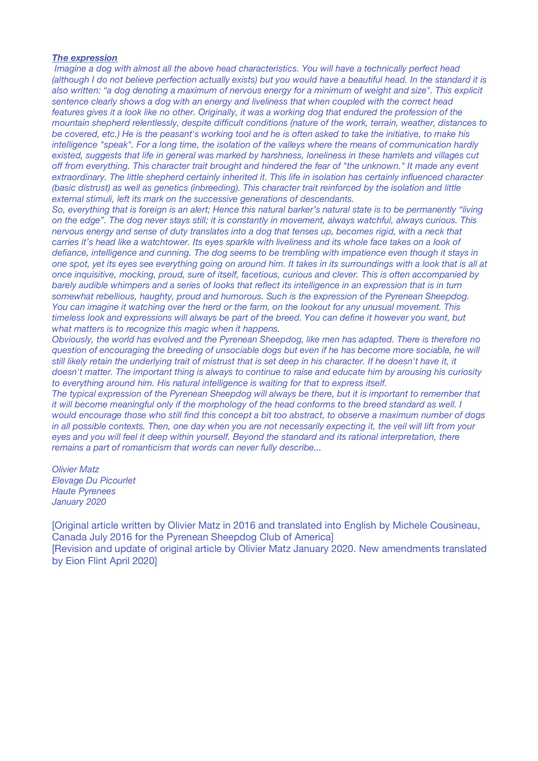***The expression***

*Imagine a dog with almost all the above head characteristics. You will have a technically perfect head (although I do not believe perfection actually exists) but you would have a beautiful head. In the standard it is also written: "a dog denoting a maximum of nervous energy for a minimum of weight and size". This explicit sentence clearly shows a dog with an energy and liveliness that when coupled with the correct head features gives it a look like no other. Originally, it was a working dog that endured the profession of the mountain shepherd relentlessly, despite difficult conditions (nature of the work, terrain, weather, distances to be covered, etc.) He is the peasant's working tool and he is often asked to take the initiative, to make his intelligence "speak". For a long time, the isolation of the valleys where the means of communication hardly existed, suggests that life in general was marked by harshness, loneliness in these hamlets and villages cut off from everything. This character trait brought and hindered the fear of "the unknown." It made any event extraordinary. The little shepherd certainly inherited it. This life in isolation has certainly influenced character (basic distrust) as well as genetics (inbreeding). This character trait reinforced by the isolation and little external stimuli, left its mark on the successive generations of descendants.*

*So, everything that is foreign is an alert; Hence this natural barker's natural state is to be permanently "living on the edge". The dog never stays still; it is constantly in movement, always watchful, always curious. This nervous energy and sense of duty translates into a dog that tenses up, becomes rigid, with a neck that carries it's head like a watchtower. Its eyes sparkle with liveliness and its whole face takes on a look of defiance, intelligence and cunning. The dog seems to be trembling with impatience even though it stays in one spot, yet its eyes see everything going on around him. It takes in its surroundings with a look that is all at once inquisitive, mocking, proud, sure of itself, facetious, curious and clever. This is often accompanied by barely audible whimpers and a series of looks that reflect its intelligence in an expression that is in turn somewhat rebellious, haughty, proud and humorous. Such is the expression of the Pyrenean Sheepdog. You can imagine it watching over the herd or the farm, on the lookout for any unusual movement. This timeless look and expressions will always be part of the breed. You can define it however you want, but what matters is to recognize this magic when it happens.*

*Obviously, the world has evolved and the Pyrenean Sheepdog, like men has adapted. There is therefore no question of encouraging the breeding of unsociable dogs but even if he has become more sociable, he will still likely retain the underlying trait of mistrust that is set deep in his character. If he doesn't have it, it doesn't matter. The important thing is always to continue to raise and educate him by arousing his curiosity to everything around him. His natural intelligence is waiting for that to express itself.*

*The typical expression of the Pyrenean Sheepdog will always be there, but it is important to remember that it will become meaningful only if the morphology of the head conforms to the breed standard as well. I would encourage those who still find this concept a bit too abstract, to observe a maximum number of dogs in all possible contexts. Then, one day when you are not necessarily expecting it, the veil will lift from your eyes and you will feel it deep within yourself. Beyond the standard and its rational interpretation, there remains a part of romanticism that words can never fully describe...*

*Olivier Matz*
*Elevage Du Picourlet*
*Haute Pyrenees*
*January 2020*

[Original article written by Olivier Matz in 2016 and translated into English by Michele Cousineau, Canada July 2016 for the Pyrenean Sheepdog Club of America]
[Revision and update of original article by Olivier Matz January 2020. New amendments translated by Eion Flint April 2020]